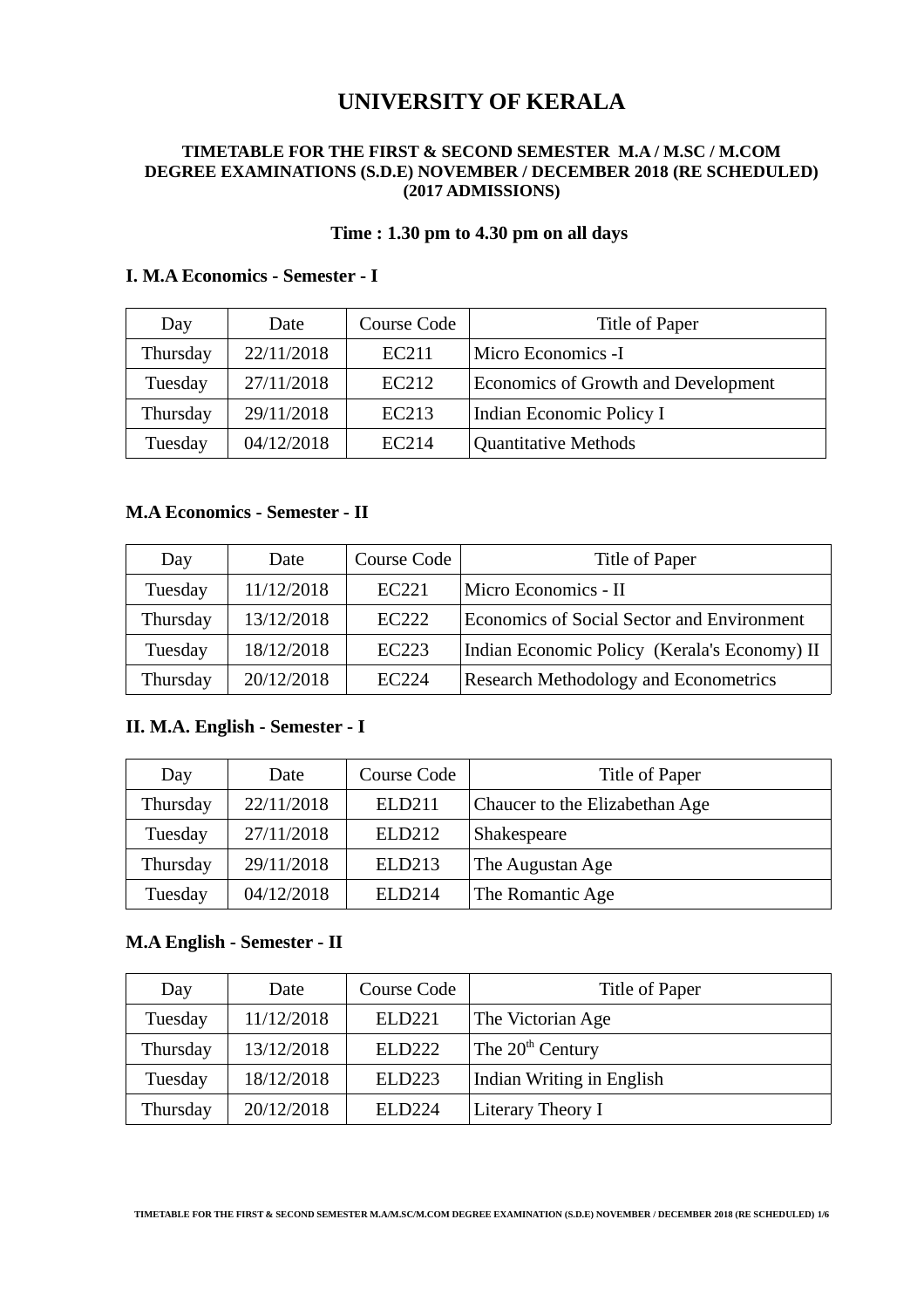# UNIVERSITY OF KERALA

**TIMETABLE FOR THE FIRST & SECOND SEMESTER M.A / M.SC / M.COM DEGREE EXAMINATIONS (S.D.E) NOVEMBER / DECEMBER 2018 (RE SCHEDULED) (2017 ADMISSIONS)**

**Time : 1.30 pm to 4.30 pm on all days**

### I. M.A Economics - Semester - I

| Day | Date | Course Code | Title of Paper |
|---|---|---|---|
| Thursday | 22/11/2018 | EC211 | Micro Economics -I |
| Tuesday | 27/11/2018 | EC212 | Economics of Growth and Development |
| Thursday | 29/11/2018 | EC213 | Indian Economic Policy I |
| Tuesday | 04/12/2018 | EC214 | Quantitative Methods |

### M.A Economics - Semester - II

| Day | Date | Course Code | Title of Paper |
|---|---|---|---|
| Tuesday | 11/12/2018 | EC221 | Micro Economics - II |
| Thursday | 13/12/2018 | EC222 | Economics of Social Sector and Environment |
| Tuesday | 18/12/2018 | EC223 | Indian Economic Policy (Kerala's Economy) II |
| Thursday | 20/12/2018 | EC224 | Research Methodology and Econometrics |

### II. M.A. English - Semester - I

| Day | Date | Course Code | Title of Paper |
|---|---|---|---|
| Thursday | 22/11/2018 | ELD211 | Chaucer to the Elizabethan Age |
| Tuesday | 27/11/2018 | ELD212 | Shakespeare |
| Thursday | 29/11/2018 | ELD213 | The Augustan Age |
| Tuesday | 04/12/2018 | ELD214 | The Romantic Age |

### M.A English - Semester - II

| Day | Date | Course Code | Title of Paper |
|---|---|---|---|
| Tuesday | 11/12/2018 | ELD221 | The Victorian Age |
| Thursday | 13/12/2018 | ELD222 | The 20th Century |
| Tuesday | 18/12/2018 | ELD223 | Indian Writing in English |
| Thursday | 20/12/2018 | ELD224 | Literary Theory I |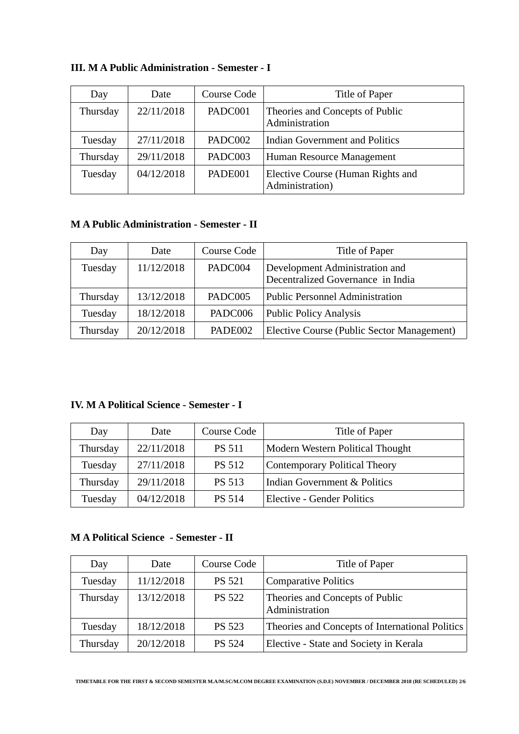### III. M A Public Administration - Semester - I

| Day | Date | Course Code | Title of Paper |
|---|---|---|---|
| Thursday | 22/11/2018 | PADC001 | Theories and Concepts of Public Administration |
| Tuesday | 27/11/2018 | PADC002 | Indian Government and Politics |
| Thursday | 29/11/2018 | PADC003 | Human Resource Management |
| Tuesday | 04/12/2018 | PADE001 | Elective Course (Human Rights and Administration) |

### M A Public Administration - Semester - II

| Day | Date | Course Code | Title of Paper |
|---|---|---|---|
| Tuesday | 11/12/2018 | PADC004 | Development Administration and Decentralized Governance in India |
| Thursday | 13/12/2018 | PADC005 | Public Personnel Administration |
| Tuesday | 18/12/2018 | PADC006 | Public Policy Analysis |
| Thursday | 20/12/2018 | PADE002 | Elective Course (Public Sector Management) |

### IV. M A Political Science - Semester - I

| Day | Date | Course Code | Title of Paper |
|---|---|---|---|
| Thursday | 22/11/2018 | PS 511 | Modern Western Political Thought |
| Tuesday | 27/11/2018 | PS 512 | Contemporary Political Theory |
| Thursday | 29/11/2018 | PS 513 | Indian Government & Politics |
| Tuesday | 04/12/2018 | PS 514 | Elective - Gender Politics |

### M A Political Science - Semester - II

| Day | Date | Course Code | Title of Paper |
|---|---|---|---|
| Tuesday | 11/12/2018 | PS 521 | Comparative Politics |
| Thursday | 13/12/2018 | PS 522 | Theories and Concepts of Public Administration |
| Tuesday | 18/12/2018 | PS 523 | Theories and Concepts of International Politics |
| Thursday | 20/12/2018 | PS 524 | Elective - State and Society in Kerala |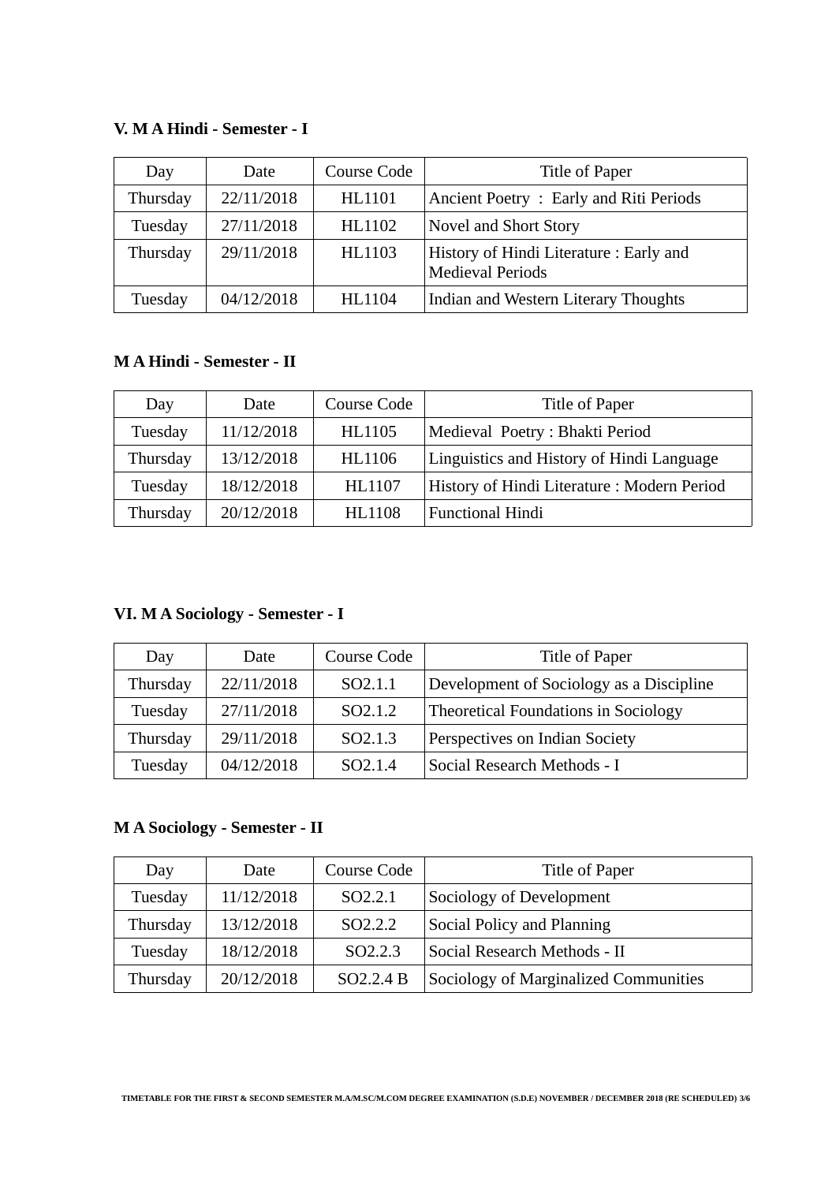### V. M A Hindi - Semester - I

| Day | Date | Course Code | Title of Paper |
| --- | --- | --- | --- |
| Thursday | 22/11/2018 | HL1101 | Ancient Poetry : Early and Riti Periods |
| Tuesday | 27/11/2018 | HL1102 | Novel and Short Story |
| Thursday | 29/11/2018 | HL1103 | History of Hindi Literature : Early and Medieval Periods |
| Tuesday | 04/12/2018 | HL1104 | Indian and Western Literary Thoughts |

### M A Hindi - Semester - II

| Day | Date | Course Code | Title of Paper |
| --- | --- | --- | --- |
| Tuesday | 11/12/2018 | HL1105 | Medieval Poetry : Bhakti Period |
| Thursday | 13/12/2018 | HL1106 | Linguistics and History of Hindi Language |
| Tuesday | 18/12/2018 | HL1107 | History of Hindi Literature : Modern Period |
| Thursday | 20/12/2018 | HL1108 | Functional Hindi |

### VI. M A Sociology - Semester - I

| Day | Date | Course Code | Title of Paper |
| --- | --- | --- | --- |
| Thursday | 22/11/2018 | SO2.1.1 | Development of Sociology as a Discipline |
| Tuesday | 27/11/2018 | SO2.1.2 | Theoretical Foundations in Sociology |
| Thursday | 29/11/2018 | SO2.1.3 | Perspectives on Indian Society |
| Tuesday | 04/12/2018 | SO2.1.4 | Social Research Methods - I |

### M A Sociology - Semester - II

| Day | Date | Course Code | Title of Paper |
| --- | --- | --- | --- |
| Tuesday | 11/12/2018 | SO2.2.1 | Sociology of Development |
| Thursday | 13/12/2018 | SO2.2.2 | Social Policy and Planning |
| Tuesday | 18/12/2018 | SO2.2.3 | Social Research Methods - II |
| Thursday | 20/12/2018 | SO2.2.4 B | Sociology of Marginalized Communities |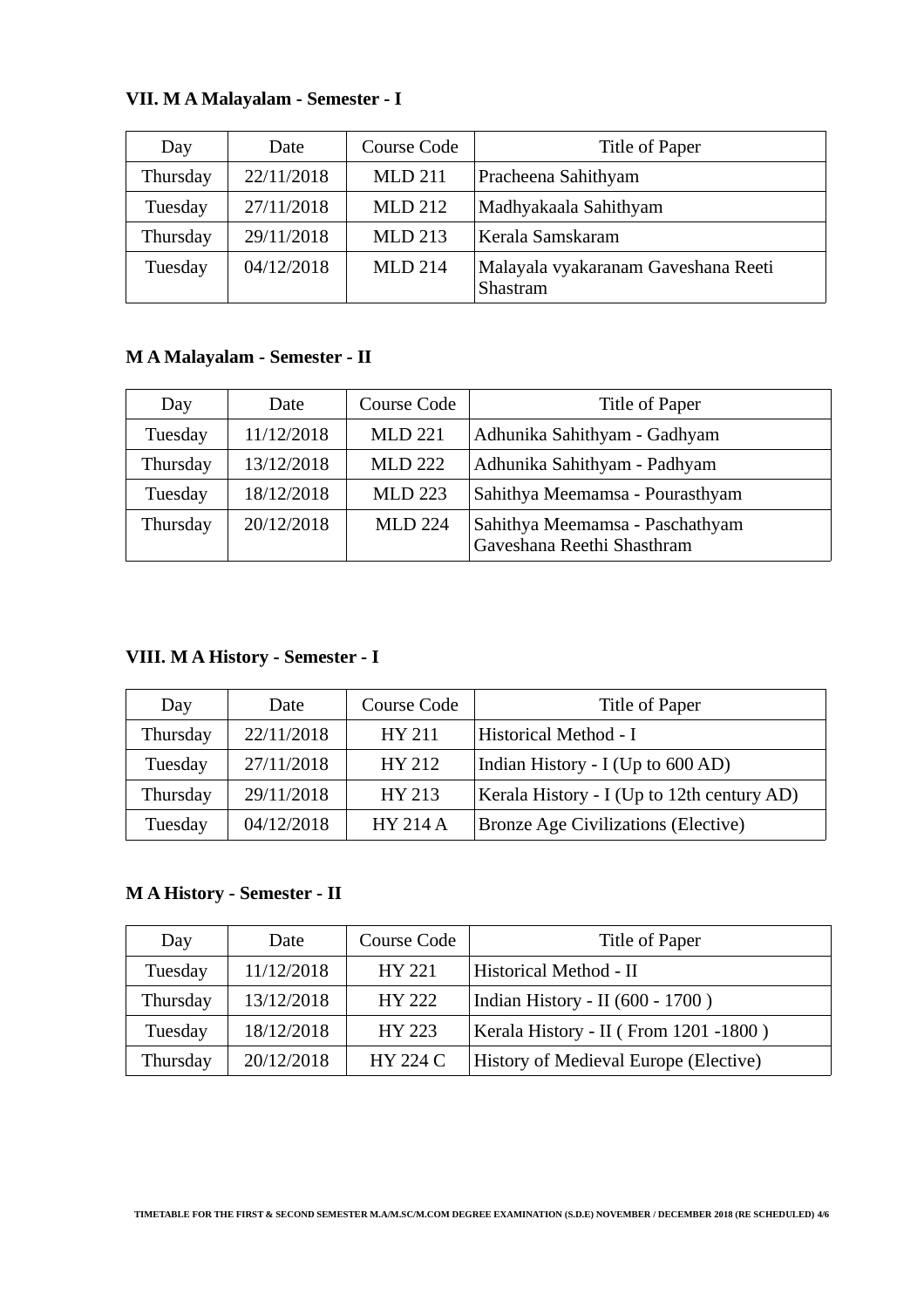### VII. M A Malayalam - Semester - I

| Day | Date | Course Code | Title of Paper |
|---|---|---|---|
| Thursday | 22/11/2018 | MLD 211 | Pracheena Sahithyam |
| Tuesday | 27/11/2018 | MLD 212 | Madhyakaala Sahithyam |
| Thursday | 29/11/2018 | MLD 213 | Kerala Samskaram |
| Tuesday | 04/12/2018 | MLD 214 | Malayala vyakaranam Gaveshana Reeti Shastram |

### M A Malayalam - Semester - II

| Day | Date | Course Code | Title of Paper |
|---|---|---|---|
| Tuesday | 11/12/2018 | MLD 221 | Adhunika Sahithyam - Gadhyam |
| Thursday | 13/12/2018 | MLD 222 | Adhunika Sahithyam - Padhyam |
| Tuesday | 18/12/2018 | MLD 223 | Sahithya Meemamsa - Pourasthyam |
| Thursday | 20/12/2018 | MLD 224 | Sahithya Meemamsa - Paschathyam Gaveshana Reethi Shasthram |

### VIII. M A History - Semester - I

| Day | Date | Course Code | Title of Paper |
|---|---|---|---|
| Thursday | 22/11/2018 | HY 211 | Historical Method - I |
| Tuesday | 27/11/2018 | HY 212 | Indian History - I (Up to 600 AD) |
| Thursday | 29/11/2018 | HY 213 | Kerala History - I (Up to 12th century AD) |
| Tuesday | 04/12/2018 | HY 214 A | Bronze Age Civilizations (Elective) |

### M A History - Semester - II

| Day | Date | Course Code | Title of Paper |
|---|---|---|---|
| Tuesday | 11/12/2018 | HY 221 | Historical Method - II |
| Thursday | 13/12/2018 | HY 222 | Indian History - II (600 - 1700 ) |
| Tuesday | 18/12/2018 | HY 223 | Kerala History - II ( From 1201 -1800 ) |
| Thursday | 20/12/2018 | HY 224 C | History of Medieval Europe (Elective) |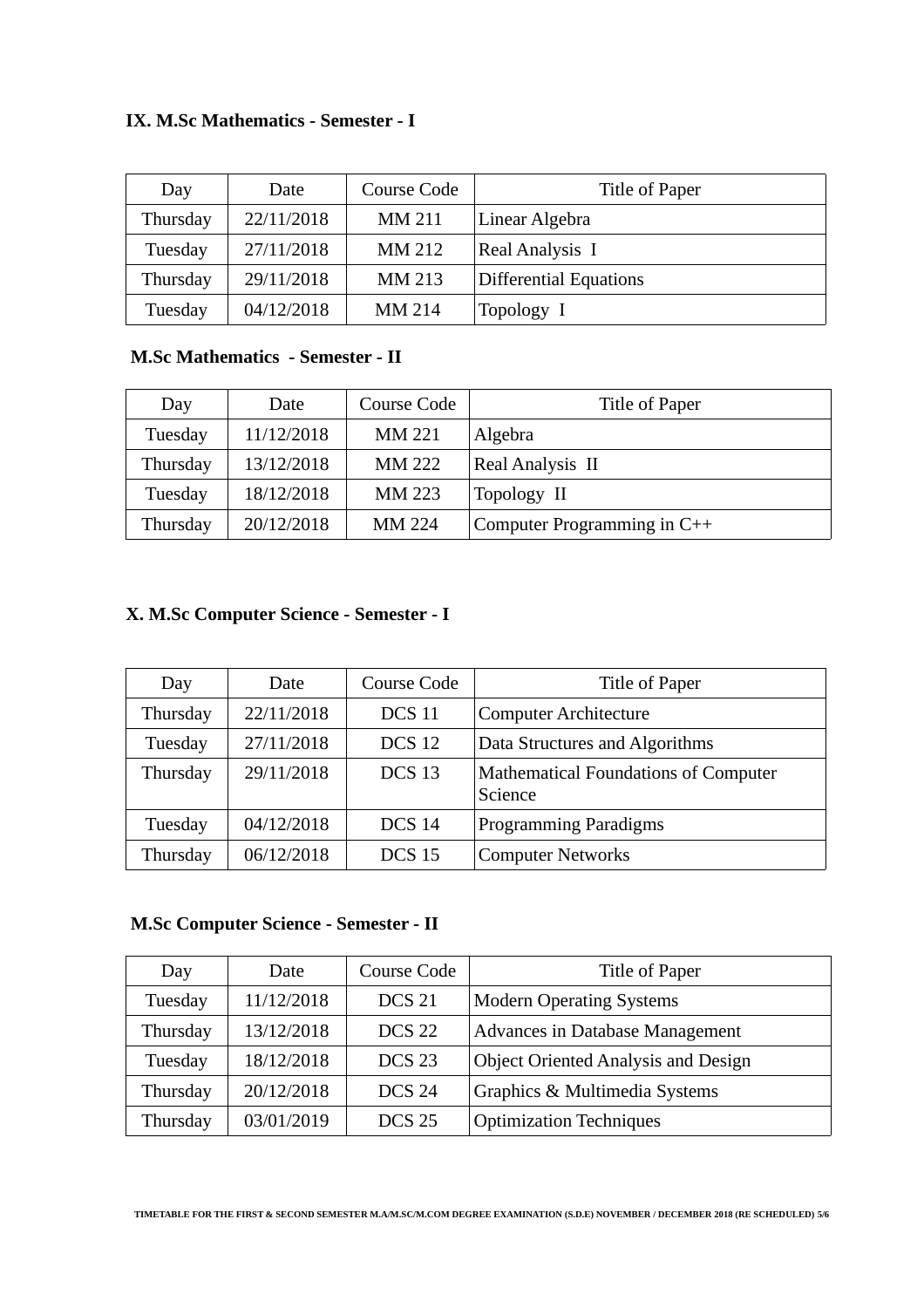### IX. M.Sc Mathematics - Semester - I

| Day | Date | Course Code | Title of Paper |
|---|---|---|---|
| Thursday | 22/11/2018 | MM 211 | Linear Algebra |
| Tuesday | 27/11/2018 | MM 212 | Real Analysis I |
| Thursday | 29/11/2018 | MM 213 | Differential Equations |
| Tuesday | 04/12/2018 | MM 214 | Topology I |

### M.Sc Mathematics - Semester - II

| Day | Date | Course Code | Title of Paper |
|---|---|---|---|
| Tuesday | 11/12/2018 | MM 221 | Algebra |
| Thursday | 13/12/2018 | MM 222 | Real Analysis II |
| Tuesday | 18/12/2018 | MM 223 | Topology II |
| Thursday | 20/12/2018 | MM 224 | Computer Programming in C++ |

### X. M.Sc Computer Science - Semester - I

| Day | Date | Course Code | Title of Paper |
|---|---|---|---|
| Thursday | 22/11/2018 | DCS 11 | Computer Architecture |
| Tuesday | 27/11/2018 | DCS 12 | Data Structures and Algorithms |
| Thursday | 29/11/2018 | DCS 13 | Mathematical Foundations of Computer Science |
| Tuesday | 04/12/2018 | DCS 14 | Programming Paradigms |
| Thursday | 06/12/2018 | DCS 15 | Computer Networks |

### M.Sc Computer Science - Semester - II

| Day | Date | Course Code | Title of Paper |
|---|---|---|---|
| Tuesday | 11/12/2018 | DCS 21 | Modern Operating Systems |
| Thursday | 13/12/2018 | DCS 22 | Advances in Database Management |
| Tuesday | 18/12/2018 | DCS 23 | Object Oriented Analysis and Design |
| Thursday | 20/12/2018 | DCS 24 | Graphics & Multimedia Systems |
| Thursday | 03/01/2019 | DCS 25 | Optimization Techniques |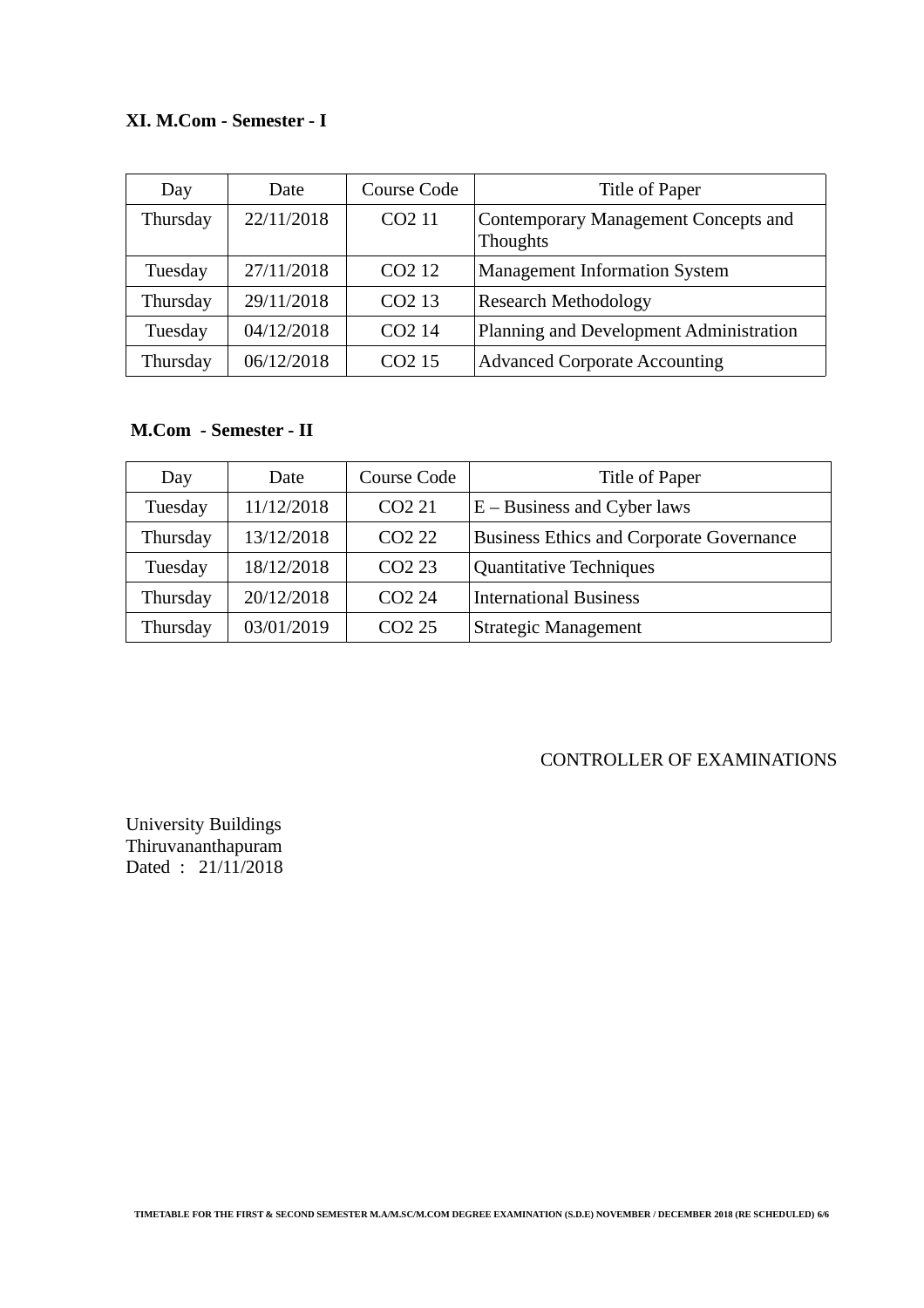### XI. M.Com - Semester - I

| Day | Date | Course Code | Title of Paper |
|---|---|---|---|
| Thursday | 22/11/2018 | CO2 11 | Contemporary Management Concepts and Thoughts |
| Tuesday | 27/11/2018 | CO2 12 | Management Information System |
| Thursday | 29/11/2018 | CO2 13 | Research Methodology |
| Tuesday | 04/12/2018 | CO2 14 | Planning and Development Administration |
| Thursday | 06/12/2018 | CO2 15 | Advanced Corporate Accounting |

### M.Com - Semester - II

| Day | Date | Course Code | Title of Paper |
|---|---|---|---|
| Tuesday | 11/12/2018 | CO2 21 | E – Business and Cyber laws |
| Thursday | 13/12/2018 | CO2 22 | Business Ethics and Corporate Governance |
| Tuesday | 18/12/2018 | CO2 23 | Quantitative Techniques |
| Thursday | 20/12/2018 | CO2 24 | International Business |
| Thursday | 03/01/2019 | CO2 25 | Strategic Management |

CONTROLLER OF EXAMINATIONS

University Buildings
Thiruvananthapuram
Dated : 21/11/2018